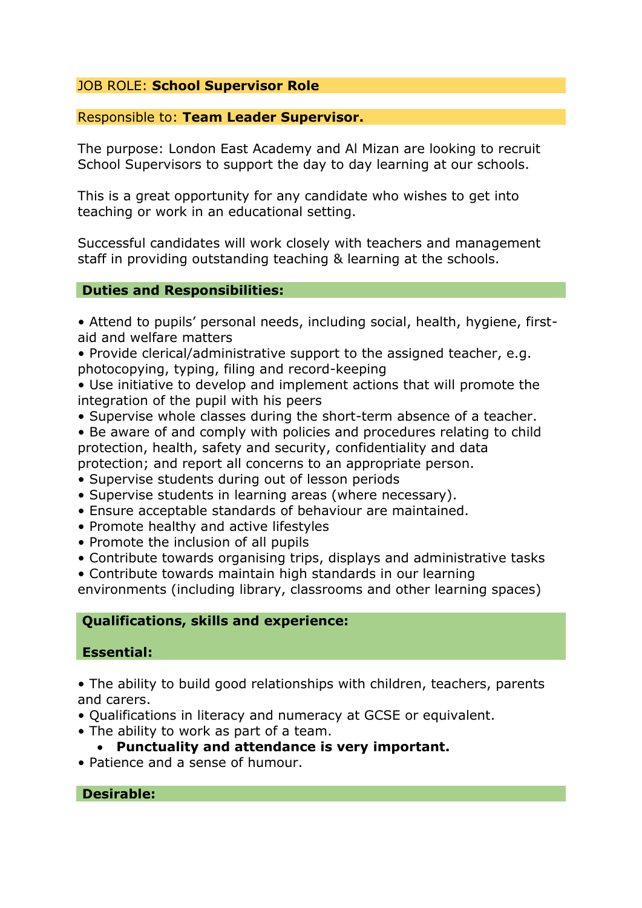JOB ROLE: **School Supervisor Role**

Responsible to: **Team Leader Supervisor.**

The purpose: London East Academy and Al Mizan are looking to recruit School Supervisors to support the day to day learning at our schools.

This is a great opportunity for any candidate who wishes to get into teaching or work in an educational setting.

Successful candidates will work closely with teachers and management staff in providing outstanding teaching & learning at the schools.

## Duties and Responsibilities:

- Attend to pupils' personal needs, including social, health, hygiene, first-aid and welfare matters
- Provide clerical/administrative support to the assigned teacher, e.g. photocopying, typing, filing and record-keeping
- Use initiative to develop and implement actions that will promote the integration of the pupil with his peers
- Supervise whole classes during the short-term absence of a teacher.
- Be aware of and comply with policies and procedures relating to child protection, health, safety and security, confidentiality and data protection; and report all concerns to an appropriate person.
- Supervise students during out of lesson periods
- Supervise students in learning areas (where necessary).
- Ensure acceptable standards of behaviour are maintained.
- Promote healthy and active lifestyles
- Promote the inclusion of all pupils
- Contribute towards organising trips, displays and administrative tasks
- Contribute towards maintain high standards in our learning environments (including library, classrooms and other learning spaces)

## Qualifications, skills and experience:

### Essential:

- The ability to build good relationships with children, teachers, parents and carers.
- Qualifications in literacy and numeracy at GCSE or equivalent.
- The ability to work as part of a team.
- **Punctuality and attendance is very important.**
- Patience and a sense of humour.

### Desirable: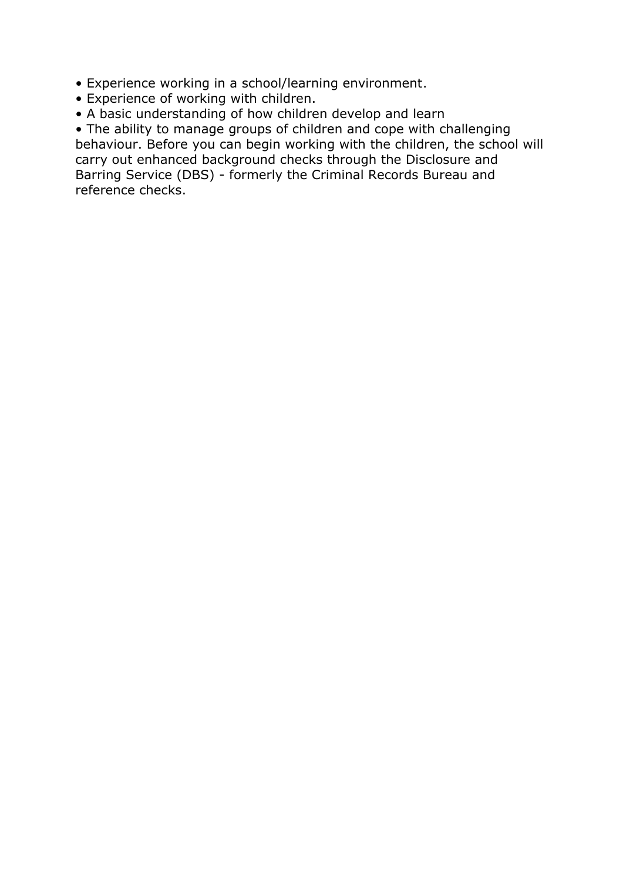- Experience working in a school/learning environment.
- Experience of working with children.
- A basic understanding of how children develop and learn
- The ability to manage groups of children and cope with challenging behaviour. Before you can begin working with the children, the school will carry out enhanced background checks through the Disclosure and Barring Service (DBS) - formerly the Criminal Records Bureau and reference checks.